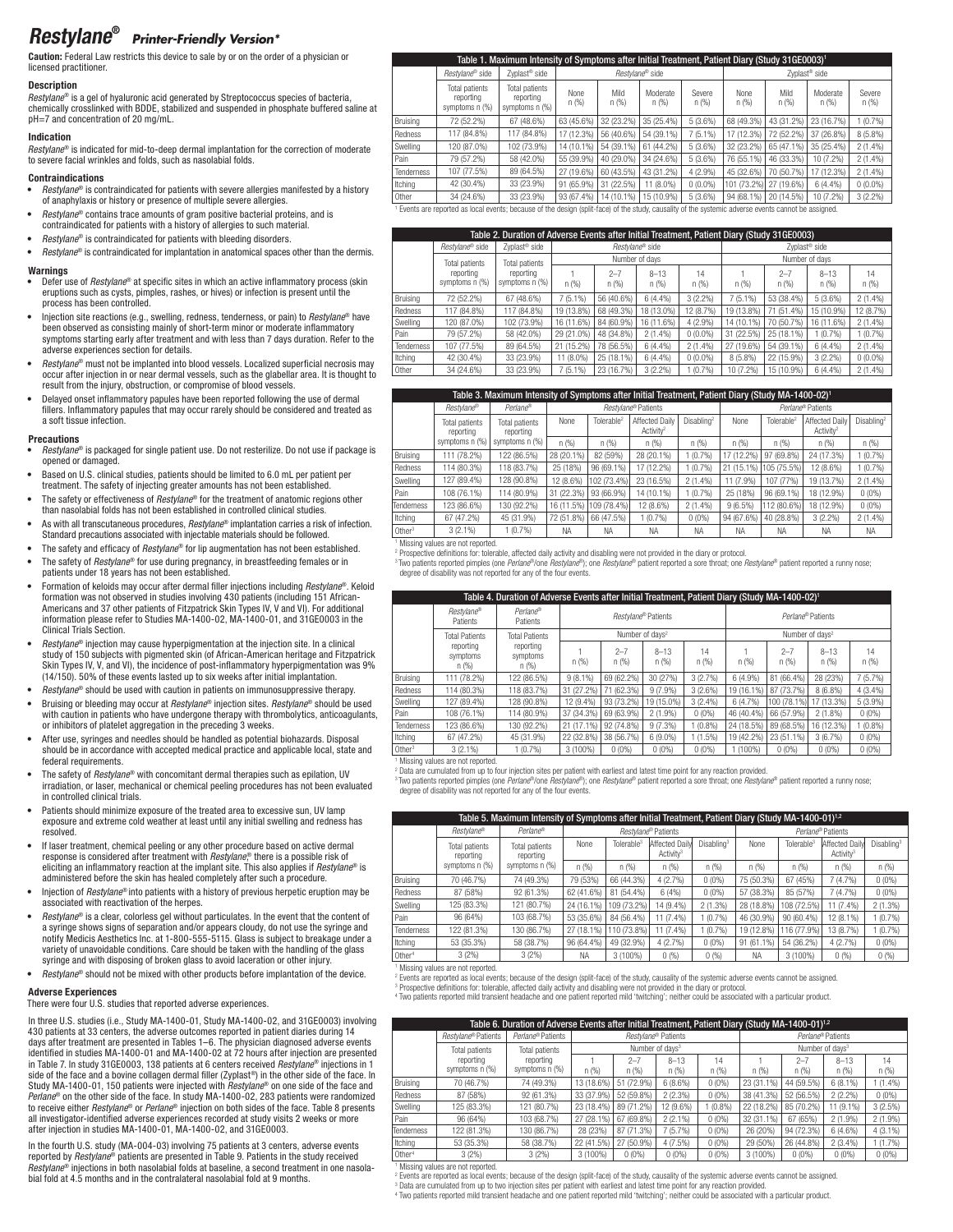# *Restylane®* *Printer-Friendly Version\**

**Caution:** Federal Law restricts this device to sale by or on the order of a physician or licensed practitioner.

### Description

*Restylane®* is a gel of hyaluronic acid generated by Streptococcus species of bacteria, chemically crosslinked with BDDE, stabilized and suspended in phosphate buffered saline at pH=7 and concentration of 20 mg/mL.

### Indication

*Restylane®* is indicated for mid-to-deep dermal implantation for the correction of moderate to severe facial wrinkles and folds, such as nasolabial folds.

### Contraindications

- *Restylane®* is contraindicated for patients with severe allergies manifested by a history of anaphylaxis or history or presence of multiple severe allergies.
- *Restylane®* contains trace amounts of gram positive bacterial proteins, and is contraindicated for patients with a history of allergies to such material.
- *Restylane®* is contraindicated for patients with bleeding disorders.
- *Restylane®* is contraindicated for implantation in anatomical spaces other than the dermis.

### Warnings

- Defer use of *Restylane®* at specific sites in which an active inflammatory process (skin eruptions such as cysts, pimples, rashes, or hives) or infection is present until the process has been controlled.
- Injection site reactions (e.g., swelling, redness, tenderness, or pain) to *Restylane®* have been observed as consisting mainly of short-term minor or moderate inflammatory symptoms starting early after treatment and with less than 7 days duration. Refer to the adverse experiences section for details.
- *Restylane®* must not be implanted into blood vessels. Localized superficial necrosis may occur after injection in or near dermal vessels, such as the glabellar area. It is thought to result from the injury, obstruction, or compromise of blood vessels.
- Delayed onset inflammatory papules have been reported following the use of dermal fillers. Inflammatory papules that may occur rarely should be considered and treated as a soft tissue infection.

### Precautions

- *Restylane®* is packaged for single patient use. Do not resterilize. Do not use if package is opened or damaged.
- Based on U.S. clinical studies, patients should be limited to 6.0 mL per patient per treatment. The safety of injecting greater amounts has not been established.
- The safety or effectiveness of *Restylane®* for the treatment of anatomic regions other than nasolabial folds has not been established in controlled clinical studies.
- As with all transcutaneous procedures, *Restylane®* implantation carries a risk of infection. Standard precautions associated with injectable materials should be followed.
- The safety and efficacy of *Restylane®* for lip augmentation has not been established.
- The safety of *Restylane®* for use during pregnancy, in breastfeeding females or in patients under 18 years has not been established.
- Formation of keloids may occur after dermal filler injections including *Restylane®*. Keloid formation was not observed in studies involving 430 patients (including 151 African-Americans and 37 other patients of Fitzpatrick Skin Types IV, V and VI). For additional information please refer to Studies MA-1400-02, MA-1400-01, and 31GE0003 in the Clinical Trials Section.
- *Restylane®* injection may cause hyperpigmentation at the injection site. In a clinical study of 150 subjects with pigmented skin (of African-American heritage and Fitzpatrick Skin Types IV, V, and VI), the incidence of post-inflammatory hyperpigmentation was 9% (14/150). 50% of these events lasted up to six weeks after initial implantation.
- *Restylane®* should be used with caution in patients on immunosuppressive therapy.
- Bruising or bleeding may occur at *Restylane®* injection sites. *Restylane®* should be used with caution in patients who have undergone therapy with thrombolytics, anticoagulants, or inhibitors of platelet aggregation in the preceding 3 weeks.
- After use, syringes and needles should be handled as potential biohazards. Disposal should be in accordance with accepted medical practice and applicable local, state and federal requirements.
- The safety of *Restylane®* with concomitant dermal therapies such as epilation, UV irradiation, or laser, mechanical or chemical peeling procedures has not been evaluated in controlled clinical trials.
- Patients should minimize exposure of the treated area to excessive sun, UV lamp exposure and extreme cold weather at least until any initial swelling and redness has resolved.
- If laser treatment, chemical peeling or any other procedure based on active dermal response is considered after treatment with *Restylane®* there is a possible risk of eliciting an inflammatory reaction at the implant site. This also applies if *Restylane®* is administered before the skin has healed completely after such a procedure.
- Injection of *Restylane®* into patients with a history of previous herpetic eruption may be associated with reactivation of the herpes.
- *Restylane®* is a clear, colorless gel without particulates. In the event that the content of a syringe shows signs of separation and/or appears cloudy, do not use the syringe and notify Medicis Aesthetics Inc. at 1-800-555-5115. Glass is subject to breakage under a variety of unavoidable conditions. Care should be taken with the handling of the glass syringe and with disposing of broken glass to avoid laceration or other injury.
- *Restylane®* should not be mixed with other products before implantation of the device.

### Adverse Experiences

There were four U.S. studies that reported adverse experiences.

In three U.S. studies (i.e., Study MA-1400-01, Study MA-1400-02, and 31GE0003) involving 430 patients at 33 centers, the adverse outcomes reported in patient diaries during 14 days after treatment are presented in Tables 1–6. The physician diagnosed adverse events identified in studies MA-1400-01 and MA-1400-02 at 72 hours after injection are presented in Table 7. In study 31GE0003, 138 patients at 6 centers received *Restylane®* injections in 1 side of the face and a bovine collagen dermal filler (Zyplast®) in the other side of the face. In Study MA-1400-01, 150 patients were injected with *Restylane®* on one side of the face and *Perlane®* on the other side of the face. In study MA-1400-02, 283 patients were randomized to receive either *Restylane®* or *Perlane®* injection on both sides of the face. Table 8 presents all investigator-identified adverse experiences recorded at study visits 2 weeks or more after injection in studies MA-1400-01, MA-1400-02, and 31GE0003.

In the fourth U.S. study (MA-004-03) involving 75 patients at 3 centers, adverse events reported by *Restylane®* patients are presented in Table 9. Patients in the study received *Restylane®* injections in both nasolabial folds at baseline, a second treatment in one nasolabial fold at 4.5 months and in the contralateral nasolabial fold at 9 months.

**Table 1. Maximum Intensity of Symptoms after Initial Treatment, Patient Diary (Study 31GE0003)[1]**

| | *Restylane®* side | Zyplast® side | *Restylane®* side | | | | Zyplast® side | | | |
|---|---|---|---|---|---|---|---|---|---|---|
| | Total patients reporting symptoms n (%) | Total patients reporting symptoms n (%) | None n (%) | Mild n (%) | Moderate n (%) | Severe n (%) | None n (%) | Mild n (%) | Moderate n (%) | Severe n (%) |
| Bruising | 72 (52.2%) | 67 (48.6%) | 63 (45.6%) | 32 (23.2%) | 35 (25.4%) | 5 (3.6%) | 68 (49.3%) | 43 (31.2%) | 23 (16.7%) | 1 (0.7%) |
| Redness | 117 (84.8%) | 117 (84.8%) | 17 (12.3%) | 56 (40.6%) | 54 (39.1%) | 7 (5.1%) | 17 (12.3%) | 72 (52.2%) | 37 (26.8%) | 8 (5.8%) |
| Swelling | 120 (87.0%) | 102 (73.9%) | 14 (10.1%) | 54 (39.1%) | 61 (44.2%) | 5 (3.6%) | 32 (23.2%) | 65 (47.1%) | 35 (25.4%) | 2 (1.4%) |
| Pain | 79 (57.2%) | 58 (42.0%) | 55 (39.9%) | 40 (29.0%) | 34 (24.6%) | 5 (3.6%) | 76 (55.1%) | 46 (33.3%) | 10 (7.2%) | 2 (1.4%) |
| Tenderness | 107 (77.5%) | 89 (64.5%) | 27 (19.6%) | 60 (43.5%) | 43 (31.2%) | 4 (2.9%) | 45 (32.6%) | 70 (50.7%) | 17 (12.3%) | 2 (1.4%) |
| Itching | 42 (30.4%) | 33 (23.9%) | 91 (65.9%) | 31 (22.5%) | 11 (8.0%) | 0 (0.0%) | 101 (73.2%) | 27 (19.6%) | 6 (4.4%) | 0 (0.0%) |
| Other | 34 (24.6%) | 33 (23.9%) | 93 (67.4%) | 14 (10.1%) | 15 (10.9%) | 5 (3.6%) | 94 (68.1%) | 20 (14.5%) | 10 (7.2%) | 3 (2.2%) |

[1] Events are reported as local events; because of the design (split-face) of the study, causality of the systemic adverse events cannot be assigned.

**Table 2. Duration of Adverse Events after Initial Treatment, Patient Diary (Study 31GE0003)**

| | *Restylane®* side | Zyplast® side | *Restylane®* side | | | | Zyplast® side | | | |
|---|---|---|---|---|---|---|---|---|---|---|
| | Total patients reporting symptoms n (%) | Total patients reporting symptoms n (%) | Number of days | | | | Number of days | | | |
| | | | 1 n (%) | 2–7 n (%) | 8–13 n (%) | 14 n (%) | 1 n (%) | 2–7 n (%) | 8–13 n (%) | 14 n (%) |
| Bruising | 72 (52.2%) | 67 (48.6%) | 7 (5.1%) | 56 (40.6%) | 6 (4.4%) | 3 (2.2%) | 7 (5.1%) | 53 (38.4%) | 5 (3.6%) | 2 (1.4%) |
| Redness | 117 (84.8%) | 117 (84.8%) | 19 (13.8%) | 68 (49.3%) | 18 (13.0%) | 12 (8.7%) | 19 (13.8%) | 71 (51.4%) | 15 (10.9%) | 12 (8.7%) |
| Swelling | 120 (87.0%) | 102 (73.9%) | 16 (11.6%) | 84 (60.9%) | 16 (11.6%) | 4 (2.9%) | 14 (10.1%) | 70 (50.7%) | 16 (11.6%) | 2 (1.4%) |
| Pain | 79 (57.2%) | 58 (42.0%) | 29 (21.0%) | 48 (34.8%) | 2 (1.4%) | 0 (0.0%) | 31 (22.5%) | 25 (18.1%) | 1 (0.7%) | 1 (0.7%) |
| Tenderness | 107 (77.5%) | 89 (64.5%) | 21 (15.2%) | 78 (56.5%) | 6 (4.4%) | 2 (1.4%) | 27 (19.6%) | 54 (39.1%) | 6 (4.4%) | 2 (1.4%) |
| Itching | 42 (30.4%) | 33 (23.9%) | 11 (8.0%) | 25 (18.1%) | 6 (4.4%) | 0 (0.0%) | 8 (5.8%) | 22 (15.9%) | 3 (2.2%) | 0 (0.0%) |
| Other | 34 (24.6%) | 33 (23.9%) | 7 (5.1%) | 23 (16.7%) | 3 (2.2%) | 1 (0.7%) | 10 (7.2%) | 15 (10.9%) | 6 (4.4%) | 2 (1.4%) |

**Table 3. Maximum Intensity of Symptoms after Initial Treatment, Patient Diary (Study MA-1400-02)[1]**

| | *Restylane®* | *Perlane®* | *Restylane®* Patients | | | | *Perlane®* Patients | | | |
|---|---|---|---|---|---|---|---|---|---|---|
| | Total patients reporting symptoms n (%) | Total patients reporting symptoms n (%) | None n (%) | Tolerable[2] n (%) | Affected Daily Activity[2] n (%) | Disabling[2] n (%) | None n (%) | Tolerable[2] n (%) | Affected Daily Activity[2] n (%) | Disabling[2] n (%) |
| Bruising | 111 (78.2%) | 122 (86.5%) | 28 (20.1%) | 82 (59%) | 28 (20.1%) | 1 (0.7%) | 17 (12.2%) | 97 (69.8%) | 24 (17.3%) | 1 (0.7%) |
| Redness | 114 (80.3%) | 118 (83.7%) | 25 (18%) | 96 (69.1%) | 17 (12.2%) | 1 (0.7%) | 21 (15.1%) | 105 (75.5%) | 12 (8.6%) | 1 (0.7%) |
| Swelling | 127 (89.4%) | 128 (90.8%) | 12 (8.6%) | 102 (73.4%) | 23 (16.5%) | 2 (1.4%) | 11 (7.9%) | 107 (77%) | 19 (13.7%) | 2 (1.4%) |
| Pain | 108 (76.1%) | 114 (80.9%) | 31 (22.3%) | 93 (66.9%) | 14 (10.1%) | 1 (0.7%) | 25 (18%) | 96 (69.1%) | 18 (12.9%) | 0 (0%) |
| Tenderness | 123 (86.6%) | 130 (92.2%) | 16 (11.5%) | 109 (78.4%) | 12 (8.6%) | 2 (1.4%) | 9 (6.5%) | 112 (80.6%) | 18 (12.9%) | 0 (0%) |
| Itching | 67 (47.2%) | 45 (31.9%) | 72 (51.8%) | 66 (47.5%) | 1 (0.7%) | 0 (0%) | 94 (67.6%) | 40 (28.8%) | 3 (2.2%) | 2 (1.4%) |
| Other[3] | 3 (2.1%) | 1 (0.7%) | NA | NA | NA | NA | NA | NA | NA | NA |

[1] Missing values are not reported.
[2] Prospective definitions for: tolerable, affected daily activity and disabling were not provided in the diary or protocol.
[3] Two patients reported pimples (one *Perlane®*/one *Restylane®*); one *Perlane®* patient reported a sore throat; one *Restylane®* patient reported a runny nose; degree of disability was not reported for any of the four events.

**Table 4. Duration of Adverse Events after Initial Treatment, Patient Diary (Study MA-1400-02)[1]**

| | *Restylane®* Patients | *Perlane®* Patients | *Restylane®* Patients | | | | *Perlane®* Patients | | | |
|---|---|---|---|---|---|---|---|---|---|---|
| | Total Patients reporting symptoms n (%) | Total Patients reporting symptoms n (%) | Number of days[2] | | | | Number of days[2] | | | |
| | | | 1 n (%) | 2–7 n (%) | 8–13 n (%) | 14 n (%) | 1 n (%) | 2–7 n (%) | 8–13 n (%) | 14 n (%) |
| Bruising | 111 (78.2%) | 122 (86.5%) | 9 (8.1%) | 69 (62.2%) | 30 (27%) | 3 (2.7%) | 6 (4.9%) | 81 (66.4%) | 28 (23%) | 7 (5.7%) |
| Redness | 114 (80.3%) | 118 (83.7%) | 31 (27.2%) | 71 (62.3%) | 9 (7.9%) | 3 (2.6%) | 19 (16.1%) | 87 (73.7%) | 8 (6.8%) | 4 (3.4%) |
| Swelling | 127 (89.4%) | 128 (90.8%) | 12 (9.4%) | 93 (73.2%) | 19 (15.0%) | 3 (2.4%) | 6 (4.7%) | 100 (78.1%) | 17 (13.3%) | 5 (3.9%) |
| Pain | 108 (76.1%) | 114 (80.9%) | 37 (34.3%) | 69 (63.9%) | 2 (1.9%) | 0 (0%) | 46 (40.4%) | 66 (57.9%) | 2 (1.8%) | 0 (0%) |
| Tenderness | 123 (86.6%) | 130 (92.2%) | 21 (17.1%) | 92 (74.8%) | 9 (7.3%) | 1 (0.8%) | 24 (18.5%) | 89 (68.5%) | 16 (12.3%) | 1 (0.8%) |
| Itching | 67 (47.2%) | 45 (31.9%) | 22 (32.8%) | 38 (56.7%) | 6 (9.0%) | 1 (1.5%) | 19 (42.2%) | 23 (51.1%) | 3 (6.7%) | 0 (0%) |
| Other[3] | 3 (2.1%) | 1 (0.7%) | 3 (100%) | 0 (0%) | 0 (0%) | 0 (0%) | 1 (100%) | 0 (0%) | 0 (0%) | 0 (0%) |

[1] Missing values are not reported.
[2] Data are cumulated from up to four injection sites per patient with earliest and latest time point for any reaction provided.
[3] Two patients reported pimples (one *Perlane®*/one *Restylane®*); one *Perlane®* patient reported a sore throat; one *Restylane®* patient reported a runny nose; degree of disability was not reported for any of the four events.

**Table 5. Maximum Intensity of Symptoms after Initial Treatment, Patient Diary (Study MA-1400-01)[1,2]**

| | *Restylane®* | *Perlane®* | *Restylane®* Patients | | | | *Perlane®* Patients | | | |
|---|---|---|---|---|---|---|---|---|---|---|
| | Total patients reporting symptoms n (%) | Total patients reporting symptoms n (%) | None n (%) | Tolerable[3] n (%) | Affected Daily Activity[3] n (%) | Disabling[3] n (%) | None n (%) | Tolerable[3] n (%) | Affected Daily Activity[3] n (%) | Disabling[3] n (%) |
| Bruising | 70 (46.7%) | 74 (49.3%) | 79 (53%) | 66 (44.3%) | 4 (2.7%) | 0 (0%) | 75 (50.3%) | 67 (45%) | 7 (4.7%) | 0 (0%) |
| Redness | 87 (58%) | 92 (61.3%) | 62 (41.6%) | 81 (54.4%) | 6 (4%) | 0 (0%) | 57 (38.3%) | 85 (57%) | 7 (4.7%) | 0 (0%) |
| Swelling | 125 (83.3%) | 121 (80.7%) | 24 (16.1%) | 109 (73.2%) | 14 (9.4%) | 2 (1.3%) | 28 (18.8%) | 108 (72.5%) | 11 (7.4%) | 2 (1.3%) |
| Pain | 96 (64%) | 103 (68.7%) | 53 (35.6%) | 84 (56.4%) | 11 (7.4%) | 1 (0.7%) | 46 (30.9%) | 90 (60.4%) | 12 (8.1%) | 1 (0.7%) |
| Tenderness | 122 (81.3%) | 130 (86.7%) | 27 (18.1%) | 110 (73.8%) | 11 (7.4%) | 1 (0.7%) | 19 (12.8%) | 116 (77.9%) | 13 (8.7%) | 1 (0.7%) |
| Itching | 53 (35.3%) | 58 (38.7%) | 96 (64.4%) | 49 (32.9%) | 4 (2.7%) | 0 (0%) | 91 (61.1%) | 54 (36.2%) | 4 (2.7%) | 0 (0%) |
| Other[4] | 3 (2%) | 3 (2%) | NA | 3 (100%) | 0 (%) | 0 (%) | NA | 3 (100%) | 0 (%) | 0 (%) |

[1] Missing values are not reported.
[2] Events are reported as local events; because of the design (split-face) of the study, causality of the systemic adverse events cannot be assigned.
[3] Prospective definitions for: tolerable, affected daily activity and disabling were not provided in the diary or protocol.
[4] Two patients reported mild transient headache and one patient reported mild 'twitching'; neither could be associated with a particular product.

**Table 6. Duration of Adverse Events after Initial Treatment, Patient Diary (Study MA-1400-01)[1,2]**

| | *Restylane®* Patients | *Perlane®* Patients | *Restylane®* Patients | | | | *Perlane®* Patients | | | |
|---|---|---|---|---|---|---|---|---|---|---|
| | Total patients reporting symptoms n (%) | Total patients reporting symptoms n (%) | Number of days[3] | | | | Number of days[3] | | | |
| | | | 1 n (%) | 2–7 n (%) | 8–13 n (%) | 14 n (%) | 1 n (%) | 2–7 n (%) | 8–13 n (%) | 14 n (%) |
| Bruising | 70 (46.7%) | 74 (49.3%) | 13 (18.6%) | 51 (72.9%) | 6 (8.6%) | 0 (0%) | 23 (31.1%) | 44 (59.5%) | 6 (8.1%) | 1 (1.4%) |
| Redness | 87 (58%) | 92 (61.3%) | 33 (37.9%) | 52 (59.8%) | 2 (2.3%) | 0 (0%) | 38 (41.3%) | 52 (56.5%) | 2 (2.2%) | 0 (0%) |
| Swelling | 125 (83.3%) | 121 (80.7%) | 23 (18.4%) | 89 (71.2%) | 12 (9.6%) | 1 (0.8%) | 22 (18.2%) | 85 (70.2%) | 11 (9.1%) | 3 (2.5%) |
| Pain | 96 (64%) | 103 (68.7%) | 27 (28.1%) | 67 (69.8%) | 2 (2.1%) | 0 (0%) | 32 (31.1%) | 67 (65%) | 2 (1.9%) | 2 (1.9%) |
| Tenderness | 122 (81.3%) | 130 (86.7%) | 28 (23%) | 87 (71.3%) | 7 (5.7%) | 0 (0%) | 26 (20%) | 94 (72.3%) | 6 (4.6%) | 4 (3.1%) |
| Itching | 53 (35.3%) | 58 (38.7%) | 22 (41.5%) | 27 (50.9%) | 4 (7.5%) | 0 (0%) | 29 (50%) | 26 (44.8%) | 2 (3.4%) | 1 (1.7%) |
| Other[4] | 3 (2%) | 3 (2%) | 3 (100%) | 0 (0%) | 0 (0%) | 0 (0%) | 3 (100%) | 0 (0%) | 0 (0%) | 0 (0%) |

[1] Missing values are not reported.
[2] Events are reported as local events; because of the design (split-face) of the study, causality of the systemic adverse events cannot be assigned.
[3] Data are cumulated from up to two injection sites per patient with earliest and latest time point for any reaction provided.
[4] Two patients reported mild transient headache and one patient reported mild 'twitching'; neither could be associated with a particular product.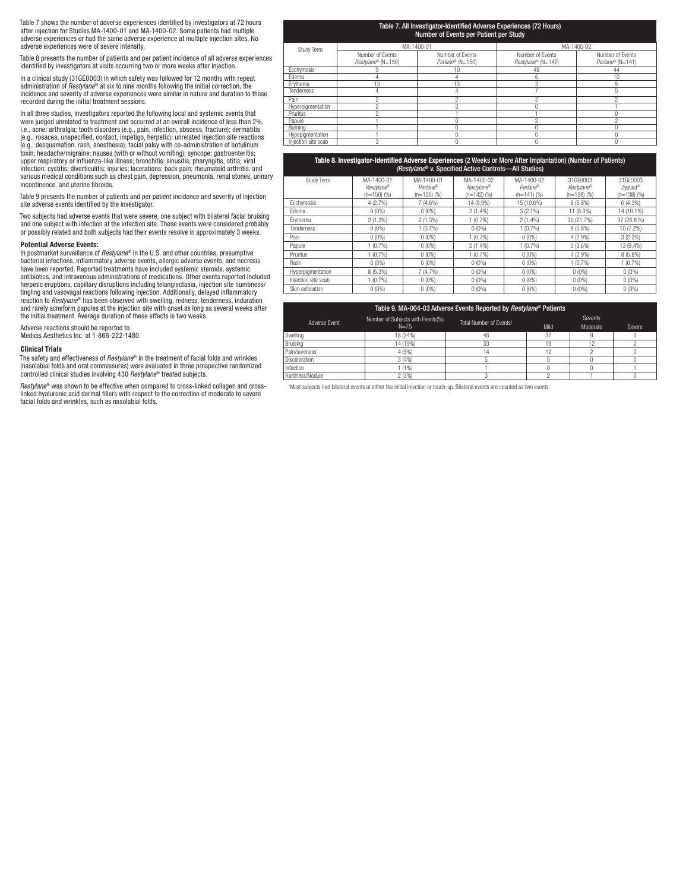Table 7 shows the number of adverse experiences identified by investigators at 72 hours after injection for Studies MA-1400-01 and MA-1400-02. Some patients had multiple adverse experiences or had the same adverse experience at multiple injection sites. No adverse experiences were of severe intensity.

Table 8 presents the number of patients and per patient incidence of all adverse experiences identified by investigators at visits occurring two or more weeks after injection.

In a clinical study (31GE0003) in which safety was followed for 12 months with repeat administration of *Restylane*® at six to nine months following the initial correction, the incidence and severity of adverse experiences were similar in nature and duration to those recorded during the initial treatment sessions.

In all three studies, investigators reported the following local and systemic events that were judged unrelated to treatment and occurred at an overall incidence of less than 2%, i.e., acne; arthralgia; tooth disorders (e.g., pain, infection, abscess, fracture); dermatitis (e.g., rosacea, unspecified, contact, impetigo, herpetic); unrelated injection site reactions (e.g., desquamation, rash, anesthesia); facial palsy with co-administration of botulinum toxin; headache/migraine; nausea (with or without vomiting); syncope; gastroenteritis; upper respiratory or influenza-like illness; bronchitis; sinusitis; pharyngitis; otitis; viral infection; cystitis; diverticulitis; injuries; lacerations; back pain; rheumatoid arthritis; and various medical conditions such as chest pain, depression, pneumonia, renal stones, urinary incontinence, and uterine fibroids.

Table 9 presents the number of patients and per patient incidence and severity of injection site adverse events identified by the investigator.

Two subjects had adverse events that were severe, one subject with bilateral facial bruising and one subject with infection at the infection site. These events were considered probably or possibly related and both subjects had their events resolve in approximately 3 weeks.

### Potential Adverse Events:

In postmarket surveillance of *Restylane*® in the U.S. and other countries, presumptive bacterial infections, inflammatory adverse events, allergic adverse events, and necrosis have been reported. Reported treatments have included systemic steroids, systemic antibiotics, and intravenous administrations of medications. Other events reported included herpetic eruptions, capillary disruptions including telangiectasia, injection site numbness/tingling and vasovagal reactions following injection. Additionally, delayed inflammatory reaction to *Restylane*® has been observed with swelling, redness, tenderness, induration and rarely acneform papules at the injection site with onset as long as several weeks after the initial treatment. Average duration of these effects is two weeks.

Adverse reactions should be reported to Medicis Aesthetics Inc. at 1-866-222-1480.

### Clinical Trials

The safety and effectiveness of *Restylane*® in the treatment of facial folds and wrinkles (nasolabial folds and oral commissures) were evaluated in three prospective randomized controlled clinical studies involving 430 *Restylane*® treated subjects.

*Restylane*® was shown to be effective when compared to cross-linked collagen and cross-linked hyaluronic acid dermal fillers with respect to the correction of moderate to severe facial folds and wrinkles, such as nasolabial folds.

**Table 7. All Investigator-Identified Adverse Experiences (72 Hours) Number of Events per Patient per Study**

| Study Term | MA-1400-01 | | MA-1400-02 | |
|---|---|---|---|---|
| | Number of Events *Restylane*® (N=150) | Number of Events *Perlane*® (N=150) | Number of Events *Restylane*® (N=142) | Number of Events *Perlane*® (N=141) |
| Ecchymosis | 9 | 10 | 48 | 44 |
| Edema | 4 | 4 | 6 | 10 |
| Erythema | 13 | 13 | 3 | 5 |
| Tenderness | 4 | 4 | 7 | 5 |
| Pain | 2 | 2 | 2 | 2 |
| Hyperpigmentation | 2 | 3 | 0 | 1 |
| Pruritus | 2 | 1 | 1 | 0 |
| Papule | 1 | 0 | 2 | 2 |
| Burning | 1 | 0 | 0 | 0 |
| Hypopigmentation | 1 | 0 | 0 | 0 |
| Injection site scab | 3 | 0 | 0 | 0 |

**Table 8. Investigator-Identified Adverse Experiences (2 Weeks or More After Implantation) (Number of Patients) *(Restylane*® v. Specified Active Controls—All Studies)**

| Study Term | MA-1400-01 *Restylane*® (n=150) (%) | MA-1400-01 *Perlane*® (n=150) (%) | MA-1400-02 *Restylane*® (n=142) (%) | MA-1400-02 *Perlane*® (n=141) (%) | 31GE0003 *Restylane*® (n=138) (%) | 31GE0003 Zyplast® (n=138) (%) |
|---|---|---|---|---|---|---|
| Ecchymosis | 4 (2.7%) | 7 (4.6%) | 14 (9.9%) | 15 (10.6%) | 8 (5.8%) | 6 (4.3%) |
| Edema | 0 (0%) | 0 (0%) | 2 (1.4%) | 3 (2.1%) | 11 (8.0%) | 14 (10.1%) |
| Erythema | 2 (1.3%) | 2 (1.3%) | 1 (0.7%) | 2 (1.4%) | 30 (21.7%) | 37 (26.8 %) |
| Tenderness | 0 (0%) | 1 (0.7%) | 0 (0%) | 1 (0.7%) | 8 (5.8%) | 10 (7.2%) |
| Pain | 0 (0%) | 0 (0%) | 1 (0.7%) | 0 (0%) | 4 (2.9%) | 3 (2.2%) |
| Papule | 1 (0.7%) | 0 (0%) | 2 (1.4%) | 1 (0.7%) | 5 (3.6%) | 13 (9.4%) |
| Pruritus | 1 (0.7%) | 0 (0%) | 1 (0.7%) | 0 (0%) | 4 (2.9%) | 8 (5.8%) |
| Rash | 0 (0%) | 0 (0%) | 0 (0%) | 0 (0%) | 1 (0.7%) | 1 (0.7%) |
| Hyperpigmentation | 8 (5.3%) | 7 (4.7%) | 0 (0%) | 0 (0%) | 0 (0%) | 0 (0%) |
| Injection site scab | 1 (0.7%) | 0 (0%) | 0 (0%) | 0 (0%) | 0 (0%) | 0 (0%) |
| Skin exfoliation | 0 (0%) | 0 (0%) | 0 (0%) | 0 (0%) | 0 (0%) | 0 (0%) |

**Table 9. MA-004-03 Adverse Events Reported by *Restylane*® Patients**

| Adverse Event | Number of Subjects with Events(%) N=75 | Total Number of Events† | Severity | | |
|---|---|---|---|---|---|
| | | | Mild | Moderate | Severe |
| Swelling | 18 (24%) | 46 | 37 | 9 | 0 |
| Bruising | 14 (19%) | 33 | 19 | 12 | 2 |
| Pain/soreness | 4 (5%) | 14 | 12 | 2 | 0 |
| Discoloration | 3 (4%) | 5 | 5 | 0 | 0 |
| Infection | 1 (1%) | 1 | 0 | 0 | 1 |
| Hardness/Nodule | 2 (3%) | 3 | 2 | 1 | 0 |

†Most subjects had bilateral events at either the initial injection or touch-up. Bilateral events are counted as two events.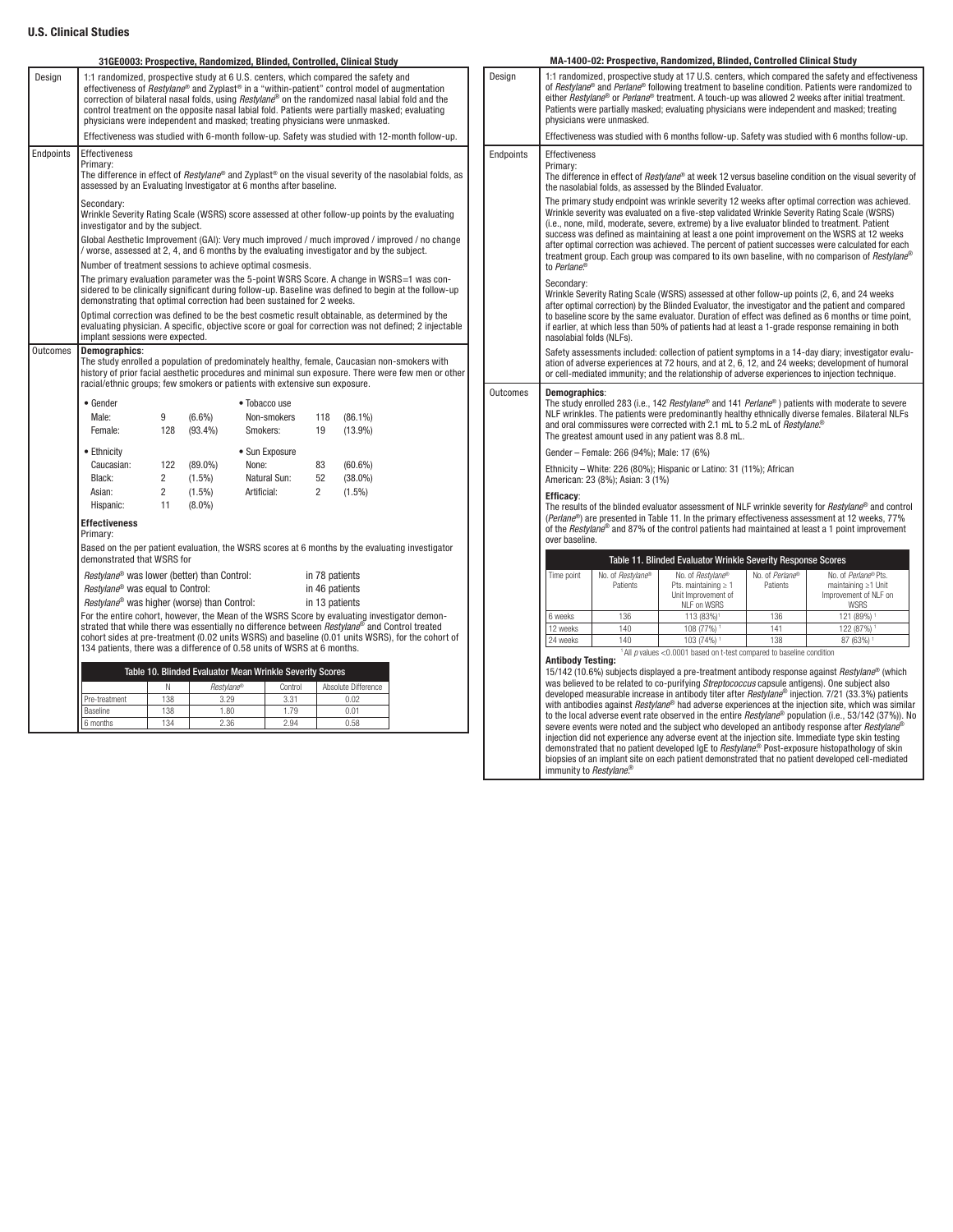## U.S. Clinical Studies

### 31GE0003: Prospective, Randomized, Blinded, Controlled, Clinical Study

**Design**

1:1 randomized, prospective study at 6 U.S. centers, which compared the safety and effectiveness of *Restylane*® and Zyplast® in a "within-patient" control model of augmentation correction of bilateral nasal folds, using *Restylane*® on the randomized nasal labial fold and the control treatment on the opposite nasal labial fold. Patients were partially masked; evaluating physicians were independent and masked; treating physicians were unmasked.

Effectiveness was studied with 6-month follow-up. Safety was studied with 12-month follow-up.

**Endpoints**

Effectiveness

Primary:

The difference in effect of *Restylane*® and Zyplast® on the visual severity of the nasolabial folds, as assessed by an Evaluating Investigator at 6 months after baseline.

Secondary:

Wrinkle Severity Rating Scale (WSRS) score assessed at other follow-up points by the evaluating investigator and by the subject.

Global Aesthetic Improvement (GAI): Very much improved / much improved / improved / no change / worse, assessed at 2, 4, and 6 months by the evaluating investigator and by the subject.

Number of treatment sessions to achieve optimal cosmesis.

The primary evaluation parameter was the 5-point WSRS Score. A change in WSRS=1 was considered to be clinically significant during follow-up. Baseline was defined to begin at the follow-up demonstrating that optimal correction had been sustained for 2 weeks.

Optimal correction was defined to be the best cosmetic result obtainable, as determined by the evaluating physician. A specific, objective score or goal for correction was not defined; 2 injectable implant sessions were expected.

**Outcomes**

**Demographics**:

The study enrolled a population of predominately healthy, female, Caucasian non-smokers with history of prior facial aesthetic procedures and minimal sun exposure. There were few men or other racial/ethnic groups; few smokers or patients with extensive sun exposure.

| | | | | | |
|---|---|---|---|---|---|
| • Gender | | | • Tobacco use | | |
| Male: | 9 | (6.6%) | Non-smokers | 118 | (86.1%) |
| Female: | 128 | (93.4%) | Smokers: | 19 | (13.9%) |
| • Ethnicity | | | • Sun Exposure | | |
| Caucasian: | 122 | (89.0%) | None: | 83 | (60.6%) |
| Black: | 2 | (1.5%) | Natural Sun: | 52 | (38.0%) |
| Asian: | 2 | (1.5%) | Artificial: | 2 | (1.5%) |
| Hispanic: | 11 | (8.0%) | | | |

**Effectiveness**

Primary:

Based on the per patient evaluation, the WSRS scores at 6 months by the evaluating investigator demonstrated that WSRS for

| | |
|---|---|
| *Restylane*® was lower (better) than Control: | in 78 patients |
| *Restylane*® was equal to Control: | in 46 patients |
| *Restylane*® was higher (worse) than Control: | in 13 patients |

For the entire cohort, however, the Mean of the WSRS Score by evaluating investigator demonstrated that while there was essentially no difference between *Restylane*® and Control treated cohort sides at pre-treatment (0.02 units WSRS) and baseline (0.01 units WSRS), for the cohort of 134 patients, there was a difference of 0.58 units of WSRS at 6 months.

**Table 10. Blinded Evaluator Mean Wrinkle Severity Scores**

| | N | *Restylane*® | Control | Absolute Difference |
|---|---|---|---|---|
| Pre-treatment | 138 | 3.29 | 3.31 | 0.02 |
| Baseline | 138 | 1.80 | 1.79 | 0.01 |
| 6 months | 134 | 2.36 | 2.94 | 0.58 |

### MA-1400-02: Prospective, Randomized, Blinded, Controlled Clinical Study

**Design**

1:1 randomized, prospective study at 17 U.S. centers, which compared the safety and effectiveness of *Restylane*® and *Perlane*® following treatment to baseline condition. Patients were randomized to either *Restylane*® or *Perlane*® treatment. A touch-up was allowed 2 weeks after initial treatment. Patients were partially masked; evaluating physicians were independent and masked; treating physicians were unmasked.

Effectiveness was studied with 6 months follow-up. Safety was studied with 6 months follow-up.

**Endpoints**

Effectiveness

Primary:

The difference in effect of *Restylane*® at week 12 versus baseline condition on the visual severity of the nasolabial folds, as assessed by the Blinded Evaluator.

The primary study endpoint was wrinkle severity 12 weeks after optimal correction was achieved. Wrinkle severity was evaluated on a five-step validated Wrinkle Severity Rating Scale (WSRS) (i.e., none, mild, moderate, severe, extreme) by a live evaluator blinded to treatment. Patient success was defined as maintaining at least a one point improvement on the WSRS at 12 weeks after optimal correction was achieved. The percent of patient successes were calculated for each treatment group. Each group was compared to its own baseline, with no comparison of *Restylane*® to *Perlane*®.

Secondary:

Wrinkle Severity Rating Scale (WSRS) assessed at other follow-up points (2, 6, and 24 weeks after optimal correction) by the Blinded Evaluator, the investigator and the patient and compared to baseline score by the same evaluator. Duration of effect was defined as 6 months or time point, if earlier, at which less than 50% of patients had at least a 1-grade response remaining in both nasolabial folds (NLFs).

Safety assessments included: collection of patient symptoms in a 14-day diary; investigator evaluation of adverse experiences at 72 hours, and at 2, 6, 12, and 24 weeks; development of humoral or cell-mediated immunity; and the relationship of adverse experiences to injection technique.

**Outcomes**

**Demographics**:

The study enrolled 283 (i.e., 142 *Restylane*® and 141 *Perlane*®) patients with moderate to severe NLF wrinkles. The patients were predominantly healthy ethnically diverse females. Bilateral NLFs and oral commissures were corrected with 2.1 mL to 5.2 mL of *Restylane*®. The greatest amount used in any patient was 8.8 mL.

Gender – Female: 266 (94%); Male: 17 (6%)

Ethnicity – White: 226 (80%); Hispanic or Latino: 31 (11%); African American: 23 (8%); Asian: 3 (1%)

**Efficacy**:

The results of the blinded evaluator assessment of NLF wrinkle severity for *Restylane*® and control (*Perlane*®) are presented in Table 11. In the primary effectiveness assessment at 12 weeks, 77% of the *Restylane*® and 87% of the control patients had maintained at least a 1 point improvement over baseline.

**Table 11. Blinded Evaluator Wrinkle Severity Response Scores**

| Time point | No. of *Restylane*® Patients | No. of *Restylane*® Pts. maintaining ≥ 1 Unit Improvement of NLF on WSRS | No. of *Perlane*® Patients | No. of *Perlane*® Pts. maintaining ≥1 Unit Improvement of NLF on WSRS |
|---|---|---|---|---|
| 6 weeks | 136 | 113 (83%)[1] | 136 | 121 (89%)[1] |
| 12 weeks | 140 | 108 (77%)[1] | 141 | 122 (87%)[1] |
| 24 weeks | 140 | 103 (74%)[1] | 138 | 87 (63%)[1] |

[1] All $p$ values <0.0001 based on t-test compared to baseline condition

**Antibody Testing:**

15/142 (10.6%) subjects displayed a pre-treatment antibody response against *Restylane*® (which was believed to be related to co-purifying *Streptococcus* capsule antigens). One subject also developed measurable increase in antibody titer after *Restylane*® injection. 7/21 (33.3%) patients with antibodies against *Restylane*® had adverse experiences at the injection site, which was similar to the local adverse event rate observed in the entire *Restylane*® population (i.e., 53/142 (37%)). No severe events were noted and the subject who developed an antibody response after *Restylane*® injection did not experience any adverse event at the injection site. Immediate type skin testing demonstrated that no patient developed IgE to *Restylane*®. Post-exposure histopathology of skin biopsies of an implant site on each patient demonstrated that no patient developed cell-mediated immunity to *Restylane*®.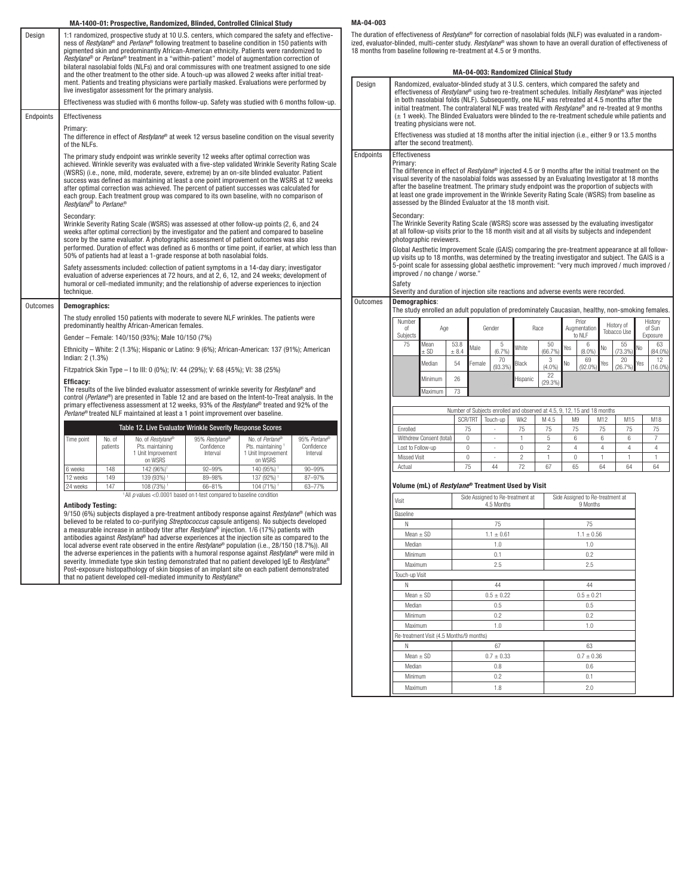### MA-1400-01: Prospective, Randomized, Blinded, Controlled Clinical Study

**Design**

1:1 randomized, prospective study at 10 U.S. centers, which compared the safety and effectiveness of *Restylane®* and *Perlane®* following treatment to baseline condition in 150 patients with pigmented skin and predominantly African-American ethnicity. Patients were randomized to *Restylane®* or *Perlane®* treatment in a "within-patient" model of augmentation correction of bilateral nasolabial folds (NLFs) and oral commissures with one treatment assigned to one side and the other treatment to the other side. A touch-up was allowed 2 weeks after initial treatment. Patients and treating physicians were partially masked. Evaluations were performed by live investigator assessment for the primary analysis.

Effectiveness was studied with 6 months follow-up. Safety was studied with 6 months follow-up.

**Endpoints**

Effectiveness

Primary:
The difference in effect of *Restylane®* at week 12 versus baseline condition on the visual severity of the NLFs.

The primary study endpoint was wrinkle severity 12 weeks after optimal correction was achieved. Wrinkle severity was evaluated with a five-step validated Wrinkle Severity Rating Scale (WSRS) (i.e., none, mild, moderate, severe, extreme) by an on-site blinded evaluator. Patient success was defined as maintaining at least a one point improvement on the WSRS at 12 weeks after optimal correction was achieved. The percent of patient successes was calculated for each group. Each treatment group was compared to its own baseline, with no comparison of *Restylane®* to *Perlane®*.

Secondary:
Wrinkle Severity Rating Scale (WSRS) was assessed at other follow-up points (2, 6, and 24 weeks after optimal correction) by the investigator and the patient and compared to baseline score by the same evaluator. A photographic assessment of patient outcomes was also performed. Duration of effect was defined as 6 months or time point, if earlier, at which less than 50% of patients had at least a 1-grade response at both nasolabial folds.

Safety assessments included: collection of patient symptoms in a 14-day diary; investigator evaluation of adverse experiences at 72 hours, and at 2, 6, 12, and 24 weeks; development of humoral or cell-mediated immunity; and the relationship of adverse experiences to injection technique.

**Outcomes**

**Demographics:**

The study enrolled 150 patients with moderate to severe NLF wrinkles. The patients were predominantly healthy African-American females.

Gender – Female: 140/150 (93%); Male 10/150 (7%)

Ethnicity – White: 2 (1.3%); Hispanic or Latino: 9 (6%); African-American: 137 (91%); American Indian: 2 (1.3%)

Fitzpatrick Skin Type – I to III: 0 (0%); IV: 44 (29%); V: 68 (45%); VI: 38 (25%)

**Efficacy:**
The results of the live blinded evaluator assessment of wrinkle severity for *Restylane®* and control (*Perlane®*) are presented in Table 12 and are based on the Intent-to-Treat analysis. In the primary effectiveness assessment at 12 weeks, 93% of the *Restylane®* treated and 92% of the *Perlane®* treated NLF maintained at least a 1 point improvement over baseline.

**Table 12. Live Evaluator Wrinkle Severity Response Scores**

| Time point | No. of patients | No. of *Restylane®* Pts. maintaining 1 Unit Improvement on WSRS | 95% *Restylane®* Confidence Interval | No. of *Perlane®* Pts. maintaining [1] 1 Unit Improvement on WSRS | 95% *Perlane®* Confidence Interval |
|---|---|---|---|---|---|
| 6 weeks | 148 | 142 (96%)[1] | 92–99% | 140 (95%)[1] | 90–99% |
| 12 weeks | 149 | 139 (93%)[1] | 89–98% | 137 (92%)[1] | 87–97% |
| 24 weeks | 147 | 108 (73%)[1] | 66–81% | 104 (71%)[1] | 63–77% |

[1] All $p$ values <0.0001 based on t-test compared to baseline condition

**Antibody Testing:**
9/150 (6%) subjects displayed a pre-treatment antibody response against *Restylane®* (which was believed to be related to co-purifying *Streptococcus* capsule antigens). No subjects developed a measurable increase in antibody titer after *Restylane®* injection. 1/6 (17%) patients with antibodies against *Restylane®* had adverse experiences at the injection site as compared to the local adverse event rate observed in the entire *Restylane®* population (i.e., 28/150 (18.7%)). All the adverse experiences in the patients with a humoral response against *Restylane®* were mild in severity. Immediate type skin testing demonstrated that no patient developed IgE to *Restylane®*. Post-exposure histopathology of skin biopsies of an implant site on each patient demonstrated that no patient developed cell-mediated immunity to *Restylane®*.

## MA-04-003

The duration of effectiveness of *Restylane®* for correction of nasolabial folds (NLF) was evaluated in a randomized, evaluator-blinded, multi-center study. *Restylane®* was shown to have an overall duration of effectiveness of 18 months from baseline following re-treatment at 4.5 or 9 months.

### MA-04-003: Randomized Clinical Study

**Design**

Randomized, evaluator-blinded study at 3 U.S. centers, which compared the safety and effectiveness of *Restylane®* using two re-treatment schedules. Initially *Restylane®* was injected in both nasolabial folds (NLF). Subsequently, one NLF was retreated at 4.5 months after the initial treatment. The contralateral NLF was treated with *Restylane®* and re-treated at 9 months (± 1 week). The Blinded Evaluators were blinded to the re-treatment schedule while patients and treating physicians were not.

Effectiveness was studied at 18 months after the initial injection (i.e., either 9 or 13.5 months after the second treatment).

**Endpoints**

Effectiveness

Primary:
The difference in effect of *Restylane®* injected 4.5 or 9 months after the initial treatment on the visual severity of the nasolabial folds was assessed by an Evaluating Investigator at 18 months after the baseline treatment. The primary study endpoint was the proportion of subjects with at least one grade improvement in the Wrinkle Severity Rating Scale (WSRS) from baseline as assessed by the Blinded Evaluator at the 18 month visit.

Secondary:
The Wrinkle Severity Rating Scale (WSRS) score was assessed by the evaluating investigator at all follow-up visits prior to the 18 month visit and at all visits by subjects and independent photographic reviewers.

Global Aesthetic Improvement Scale (GAIS) comparing the pre-treatment appearance at all follow-up visits up to 18 months, was determined by the treating investigator and subject. The GAIS is a 5-point scale for assessing global aesthetic improvement: "very much improved / much improved / improved / no change / worse."

Safety
Severity and duration of injection site reactions and adverse events were recorded.

**Outcomes**

**Demographics**:
The study enrolled an adult population of predominately Caucasian, healthy, non-smoking females.

| Number of Subjects | Age | | Gender | | Race | | Prior Augmentation to NLF | | History of Tobacco Use | | History of Sun Exposure | |
|---|---|---|---|---|---|---|---|---|---|---|---|---|
| 75 | Mean ± SD | 53.8 ± 8.4 | Male | 5 (6.7%) | White | 50 (66.7%) | Yes | 6 (8.0%) | No | 55 (73.3%) | No | 63 (84.0%) |
| | Median | 54 | Female | 70 (93.3%) | Black | 3 (4.0%) | No | 69 (92.0%) | Yes | 20 (26.7%) | Yes | 12 (16.0%) |
| | Minimum | 26 | | | Hispanic | 22 (29.3%) | | | | | | |
| | Maximum | 73 | | | | | | | | | | |

Number of Subjects enrolled and observed at 4.5, 9, 12, 15 and 18 months

| | SCR/TRT | Touch-up | Wk2 | M 4.5 | M9 | M12 | M15 | M18 |
|---|---|---|---|---|---|---|---|---|
| Enrolled | 75 | - | 75 | 75 | 75 | 75 | 75 | 75 |
| Withdrew Consent (total) | 0 | - | 1 | 5 | 6 | 6 | 6 | 7 |
| Lost to Follow-up | 0 | - | 0 | 2 | 4 | 4 | 4 | 4 |
| Missed Visit | 0 | - | 2 | 1 | 0 | 1 | 1 | 1 |
| Actual | 75 | 44 | 72 | 67 | 65 | 64 | 64 | 64 |

**Volume (mL) of *Restylane®* Treatment Used by Visit**

| Visit | Side Assigned to Re-treatment at 4.5 Months | Side Assigned to Re-treatment at 9 Months |
|---|---|---|
| Baseline | | |
| N | 75 | 75 |
| Mean ± SD | 1.1 ± 0.61 | 1.1 ± 0.56 |
| Median | 1.0 | 1.0 |
| Minimum | 0.1 | 0.2 |
| Maximum | 2.5 | 2.5 |
| Touch-up Visit | | |
| N | 44 | 44 |
| Mean ± SD | 0.5 ± 0.22 | 0.5 ± 0.21 |
| Median | 0.5 | 0.5 |
| Minimum | 0.2 | 0.2 |
| Maximum | 1.0 | 1.0 |
| Re-treatment Visit (4.5 Months/9 months) | | |
| N | 67 | 63 |
| Mean ± SD | 0.7 ± 0.33 | 0.7 ± 0.36 |
| Median | 0.8 | 0.6 |
| Minimum | 0.2 | 0.1 |
| Maximum | 1.8 | 2.0 |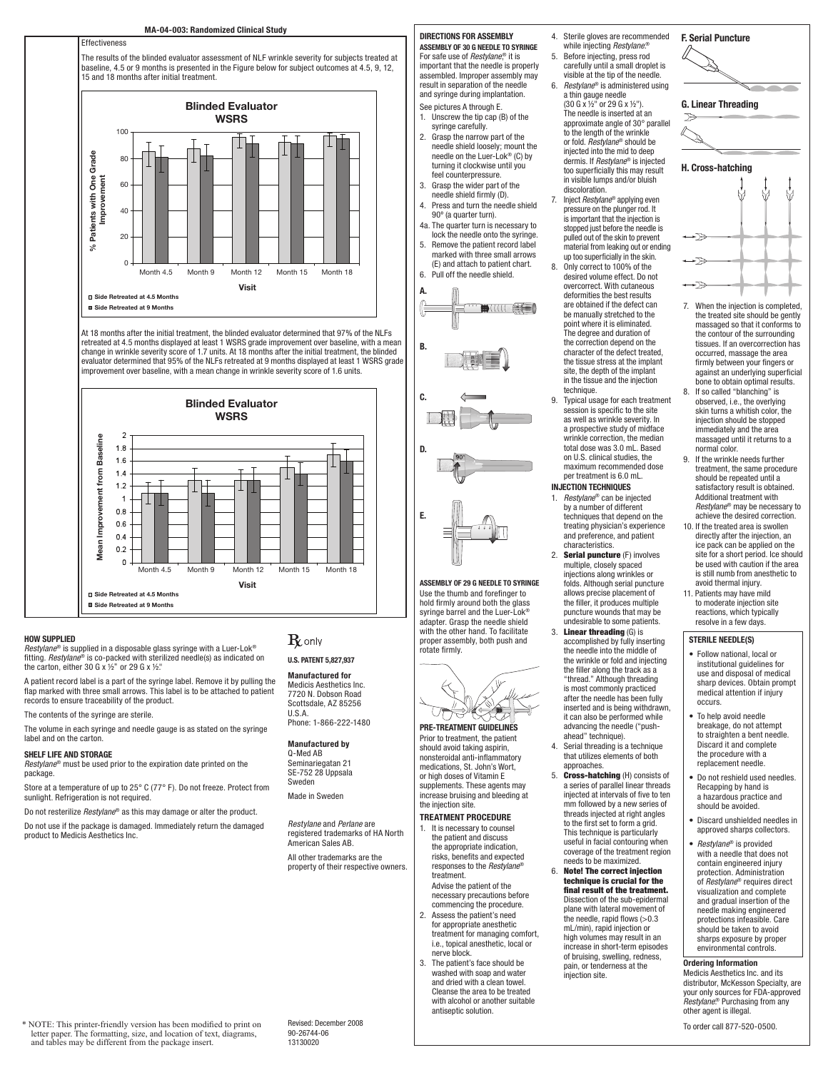**MA-04-003: Randomized Clinical Study**

Effectiveness

The results of the blinded evaluator assessment of NLF wrinkle severity for subjects treated at baseline, 4.5 or 9 months is presented in the Figure below for subject outcomes at 4.5, 9, 12, 15 and 18 months after initial treatment.

Blinded Evaluator
WSRS

% Patients with One Grade Improvement

100
80
60
40
20
0

Month 4.5 Month 9 Month 12 Month 15 Month 18

Visit

Side Retreated at 4.5 Months
Side Retreated at 9 Months

At 18 months after the initial treatment, the blinded evaluator determined that 97% of the NLFs retreated at 4.5 months displayed at least 1 WSRS grade improvement over baseline, with a mean change in wrinkle severity score of 1.7 units. At 18 months after the initial treatment, the blinded evaluator determined that 95% of the NLFs retreated at 9 months displayed at least 1 WSRS grade improvement over baseline, with a mean change in wrinkle severity score of 1.6 units.

Blinded Evaluator
WSRS

Mean Improvement from Baseline

2
1.8
1.6
1.4
1.2
1
0.8
0.6
0.4
0.2
0

Month 4.5 Month 9 Month 12 Month 15 Month 18

Visit

Side Retreated at 4.5 Months
Side Retreated at 9 Months

## HOW SUPPLIED

*Restylane®* is supplied in a disposable glass syringe with a Luer-Lok® fitting. *Restylane®* is co-packed with sterilized needle(s) as indicated on the carton, either 30 G x ½" or 29 G x ½".

A patient record label is a part of the syringe label. Remove it by pulling the flap marked with three small arrows. This label is to be attached to patient records to ensure traceability of the product.

The contents of the syringe are sterile.

The volume in each syringe and needle gauge is as stated on the syringe label and on the carton.

## SHELF LIFE AND STORAGE

*Restylane®* must be used prior to the expiration date printed on the package.

Store at a temperature of up to 25° C (77° F). Do not freeze. Protect from sunlight. Refrigeration is not required.

Do not resterilize *Restylane®* as this may damage or alter the product.

Do not use if the package is damaged. Immediately return the damaged product to Medicis Aesthetics Inc.

℞ only

**U.S. PATENT 5,827,937**

**Manufactured for**
Medicis Aesthetics Inc.
7720 N. Dobson Road
Scottsdale, AZ 85256
U.S.A.
Phone: 1-866-222-1480

**Manufactured by**
Q-Med AB
Seminariegatan 21
SE-752 28 Uppsala
Sweden

Made in Sweden

*Restylane* and *Perlane* are registered trademarks of HA North American Sales AB.

All other trademarks are the property of their respective owners.

## DIRECTIONS FOR ASSEMBLY

**ASSEMBLY OF 30 G NEEDLE TO SYRINGE**

For safe use of *Restylane®* it is important that the needle is properly assembled. Improper assembly may result in separation of the needle and syringe during implantation.

See pictures A through E.

1. Unscrew the tip cap (B) of the syringe carefully.
2. Grasp the narrow part of the needle shield loosely; mount the needle on the Luer-Lok® (C) by turning it clockwise until you feel counterpressure.
3. Grasp the wider part of the needle shield firmly (D).
4. Press and turn the needle shield 90° (a quarter turn).
4a. The quarter turn is necessary to lock the needle onto the syringe.
5. Remove the patient record label marked with three small arrows (E) and attach to patient chart.
6. Pull off the needle shield.

A.

B.

C.

D.

90°

E.

**ASSEMBLY OF 29 G NEEDLE TO SYRINGE**

Use the thumb and forefinger to hold firmly around both the glass syringe barrel and the Luer-Lok® adapter. Grasp the needle shield with the other hand. To facilitate proper assembly, both push and rotate firmly.

## PRE-TREATMENT GUIDELINES

Prior to treatment, the patient should avoid taking aspirin, nonsteroidal anti-inflammatory medications, St. John's Wort, or high doses of Vitamin E supplements. These agents may increase bruising and bleeding at the injection site.

## TREATMENT PROCEDURE

1. It is necessary to counsel the patient and discuss the appropriate indication, risks, benefits and expected responses to the *Restylane®* treatment. Advise the patient of the necessary precautions before commencing the procedure.
2. Assess the patient's need for appropriate anesthetic treatment for managing comfort, i.e., topical anesthetic, local or nerve block.
3. The patient's face should be washed with soap and water and dried with a clean towel. Cleanse the area to be treated with alcohol or another suitable antiseptic solution.
4. Sterile gloves are recommended while injecting *Restylane®*.
5. Before injecting, press rod carefully until a small droplet is visible at the tip of the needle.
6. *Restylane®* is administered using a thin gauge needle (30 G x ½" or 29 G x ½"). The needle is inserted at an approximate angle of 30° parallel to the length of the wrinkle or fold. *Restylane®* should be injected into the mid to deep dermis. If *Restylane®* is injected too superficially this may result in visible lumps and/or bluish discoloration.
7. Inject *Restylane®* applying even pressure on the plunger rod. It is important that the injection is stopped just before the needle is pulled out of the skin to prevent material from leaking out or ending up too superficially in the skin.
8. Only correct to 100% of the desired volume effect. Do not overcorrect. With cutaneous deformities the best results are obtained if the defect can be manually stretched to the point where it is eliminated. The degree and duration of the correction depend on the character of the defect treated, the tissue stress at the implant site, the depth of the implant in the tissue and the injection technique.
9. Typical usage for each treatment session is specific to the site as well as wrinkle severity. In a prospective study of midface wrinkle correction, the median total dose was 3.0 mL. Based on U.S. clinical studies, the maximum recommended dose per treatment is 6.0 mL.

## INJECTION TECHNIQUES

1. *Restylane®* can be injected by a number of different techniques that depend on the treating physician's experience and preference, and patient characteristics.
2. **Serial puncture** (F) involves multiple, closely spaced injections along wrinkles or folds. Although serial puncture allows precise placement of the filler, it produces multiple puncture wounds that may be undesirable to some patients.
3. **Linear threading** (G) is accomplished by fully inserting the needle into the middle of the wrinkle or fold and injecting the filler along the track as a "thread." Although threading is most commonly practiced after the needle has been fully inserted and is being withdrawn, it can also be performed while advancing the needle ("push-ahead" technique).
4. Serial threading is a technique that utilizes elements of both approaches.
5. **Cross-hatching** (H) consists of a series of parallel linear threads injected at intervals of five to ten mm followed by a new series of threads injected at right angles to the first set to form a grid. This technique is particularly useful in facial contouring when coverage of the treatment region needs to be maximized.
6. **Note! The correct injection technique is crucial for the final result of the treatment.** Dissection of the sub-epidermal plane with lateral movement of the needle, rapid flows (>0.3 mL/min), rapid injection or high volumes may result in an increase in short-term episodes of bruising, swelling, redness, pain, or tenderness at the injection site.

**F. Serial Puncture**

**G. Linear Threading**

**H. Cross-hatching**

7. When the injection is completed, the treated site should be gently massaged so that it conforms to the contour of the surrounding tissues. If an overcorrection has occurred, massage the area firmly between your fingers or against an underlying superficial bone to obtain optimal results.
8. If so called "blanching" is observed, i.e., the overlying skin turns a whitish color, the injection should be stopped immediately and the area massaged until it returns to a normal color.
9. If the wrinkle needs further treatment, the same procedure should be repeated until a satisfactory result is obtained. Additional treatment with *Restylane®* may be necessary to achieve the desired correction.
10. If the treated area is swollen directly after the injection, an ice pack can be applied on the site for a short period. Ice should be used with caution if the area is still numb from anesthetic to avoid thermal injury.
11. Patients may have mild to moderate injection site reactions, which typically resolve in a few days.

## STERILE NEEDLE(S)

- Follow national, local or institutional guidelines for use and disposal of medical sharp devices. Obtain prompt medical attention if injury occurs.
- To help avoid needle breakage, do not attempt to straighten a bent needle. Discard it and complete the procedure with a replacement needle.
- Do not reshield used needles. Recapping by hand is a hazardous practice and should be avoided.
- Discard unshielded needles in approved sharps collectors.
- *Restylane®* is provided with a needle that does not contain engineered injury protection. Administration of *Restylane®* requires direct visualization and complete and gradual insertion of the needle making engineered protections infeasible. Care should be taken to avoid sharps exposure by proper environmental controls.

**Ordering Information**

Medicis Aesthetics Inc. and its distributor, McKesson Specialty, are your only sources for FDA-approved *Restylane®*. Purchasing from any other agent is illegal.

To order call 877-520-0500.

\* NOTE: This printer-friendly version has been modified to print on letter paper. The formatting, size, and location of text, diagrams, and tables may be different from the package insert.

Revised: December 2008
90-26744-06
13130020